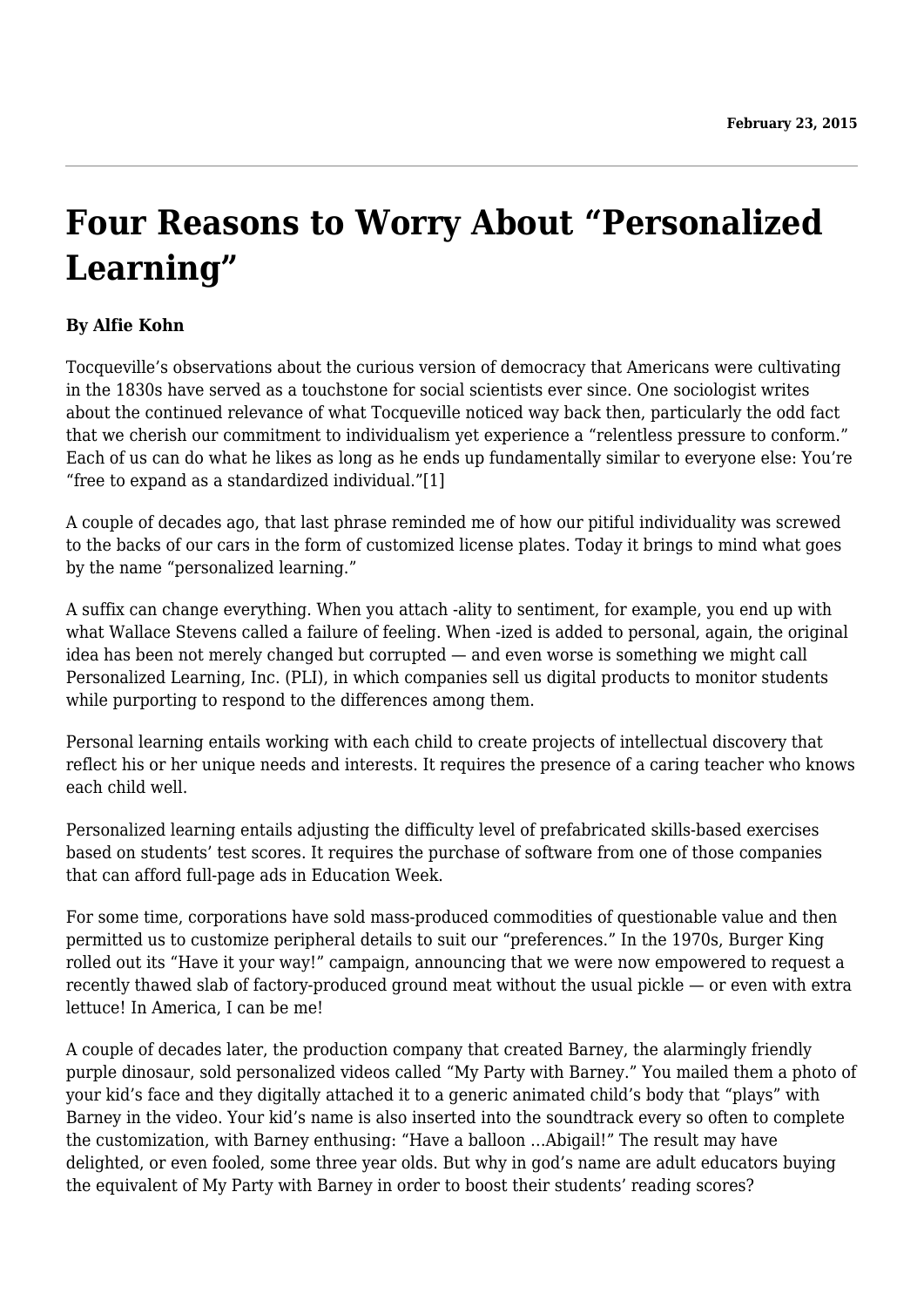**February 23, 2015**

---

# Four Reasons to Worry About "Personalized Learning"

**By Alfie Kohn**

Tocqueville's observations about the curious version of democracy that Americans were cultivating in the 1830s have served as a touchstone for social scientists ever since. One sociologist writes about the continued relevance of what Tocqueville noticed way back then, particularly the odd fact that we cherish our commitment to individualism yet experience a "relentless pressure to conform." Each of us can do what he likes as long as he ends up fundamentally similar to everyone else: You're "free to expand as a standardized individual."[1]

A couple of decades ago, that last phrase reminded me of how our pitiful individuality was screwed to the backs of our cars in the form of customized license plates. Today it brings to mind what goes by the name "personalized learning."

A suffix can change everything. When you attach -ality to sentiment, for example, you end up with what Wallace Stevens called a failure of feeling. When -ized is added to personal, again, the original idea has been not merely changed but corrupted — and even worse is something we might call Personalized Learning, Inc. (PLI), in which companies sell us digital products to monitor students while purporting to respond to the differences among them.

Personal learning entails working with each child to create projects of intellectual discovery that reflect his or her unique needs and interests. It requires the presence of a caring teacher who knows each child well.

Personalized learning entails adjusting the difficulty level of prefabricated skills-based exercises based on students' test scores. It requires the purchase of software from one of those companies that can afford full-page ads in Education Week.

For some time, corporations have sold mass-produced commodities of questionable value and then permitted us to customize peripheral details to suit our "preferences." In the 1970s, Burger King rolled out its "Have it your way!" campaign, announcing that we were now empowered to request a recently thawed slab of factory-produced ground meat without the usual pickle — or even with extra lettuce! In America, I can be me!

A couple of decades later, the production company that created Barney, the alarmingly friendly purple dinosaur, sold personalized videos called "My Party with Barney." You mailed them a photo of your kid's face and they digitally attached it to a generic animated child's body that "plays" with Barney in the video. Your kid's name is also inserted into the soundtrack every so often to complete the customization, with Barney enthusing: "Have a balloon …Abigail!" The result may have delighted, or even fooled, some three year olds. But why in god's name are adult educators buying the equivalent of My Party with Barney in order to boost their students' reading scores?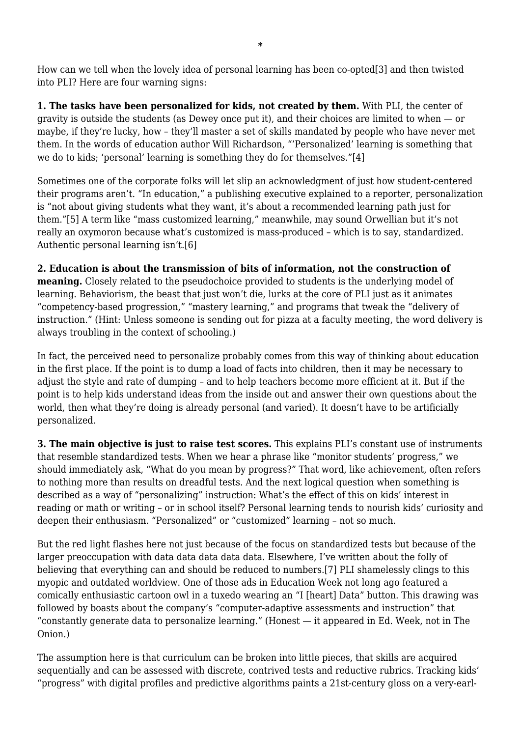*

How can we tell when the lovely idea of personal learning has been co-opted[3] and then twisted into PLI? Here are four warning signs:

**1. The tasks have been personalized for kids, not created by them.** With PLI, the center of gravity is outside the students (as Dewey once put it), and their choices are limited to when — or maybe, if they're lucky, how – they'll master a set of skills mandated by people who have never met them. In the words of education author Will Richardson, "'Personalized' learning is something that we do to kids; 'personal' learning is something they do for themselves."[4]

Sometimes one of the corporate folks will let slip an acknowledgment of just how student-centered their programs aren't. "In education," a publishing executive explained to a reporter, personalization is "not about giving students what they want, it's about a recommended learning path just for them."[5] A term like "mass customized learning," meanwhile, may sound Orwellian but it's not really an oxymoron because what's customized is mass-produced – which is to say, standardized. Authentic personal learning isn't.[6]

**2. Education is about the transmission of bits of information, not the construction of meaning.** Closely related to the pseudochoice provided to students is the underlying model of learning. Behaviorism, the beast that just won't die, lurks at the core of PLI just as it animates "competency-based progression," "mastery learning," and programs that tweak the "delivery of instruction." (Hint: Unless someone is sending out for pizza at a faculty meeting, the word delivery is always troubling in the context of schooling.)

In fact, the perceived need to personalize probably comes from this way of thinking about education in the first place. If the point is to dump a load of facts into children, then it may be necessary to adjust the style and rate of dumping – and to help teachers become more efficient at it. But if the point is to help kids understand ideas from the inside out and answer their own questions about the world, then what they're doing is already personal (and varied). It doesn't have to be artificially personalized.

**3. The main objective is just to raise test scores.** This explains PLI's constant use of instruments that resemble standardized tests. When we hear a phrase like "monitor students' progress," we should immediately ask, "What do you mean by progress?" That word, like achievement, often refers to nothing more than results on dreadful tests. And the next logical question when something is described as a way of "personalizing" instruction: What's the effect of this on kids' interest in reading or math or writing – or in school itself? Personal learning tends to nourish kids' curiosity and deepen their enthusiasm. "Personalized" or "customized" learning – not so much.

But the red light flashes here not just because of the focus on standardized tests but because of the larger preoccupation with data data data data data. Elsewhere, I've written about the folly of believing that everything can and should be reduced to numbers.[7] PLI shamelessly clings to this myopic and outdated worldview. One of those ads in Education Week not long ago featured a comically enthusiastic cartoon owl in a tuxedo wearing an "I [heart] Data" button. This drawing was followed by boasts about the company's "computer-adaptive assessments and instruction" that "constantly generate data to personalize learning." (Honest — it appeared in Ed. Week, not in The Onion.)

The assumption here is that curriculum can be broken into little pieces, that skills are acquired sequentially and can be assessed with discrete, contrived tests and reductive rubrics. Tracking kids' "progress" with digital profiles and predictive algorithms paints a 21st-century gloss on a very-earl-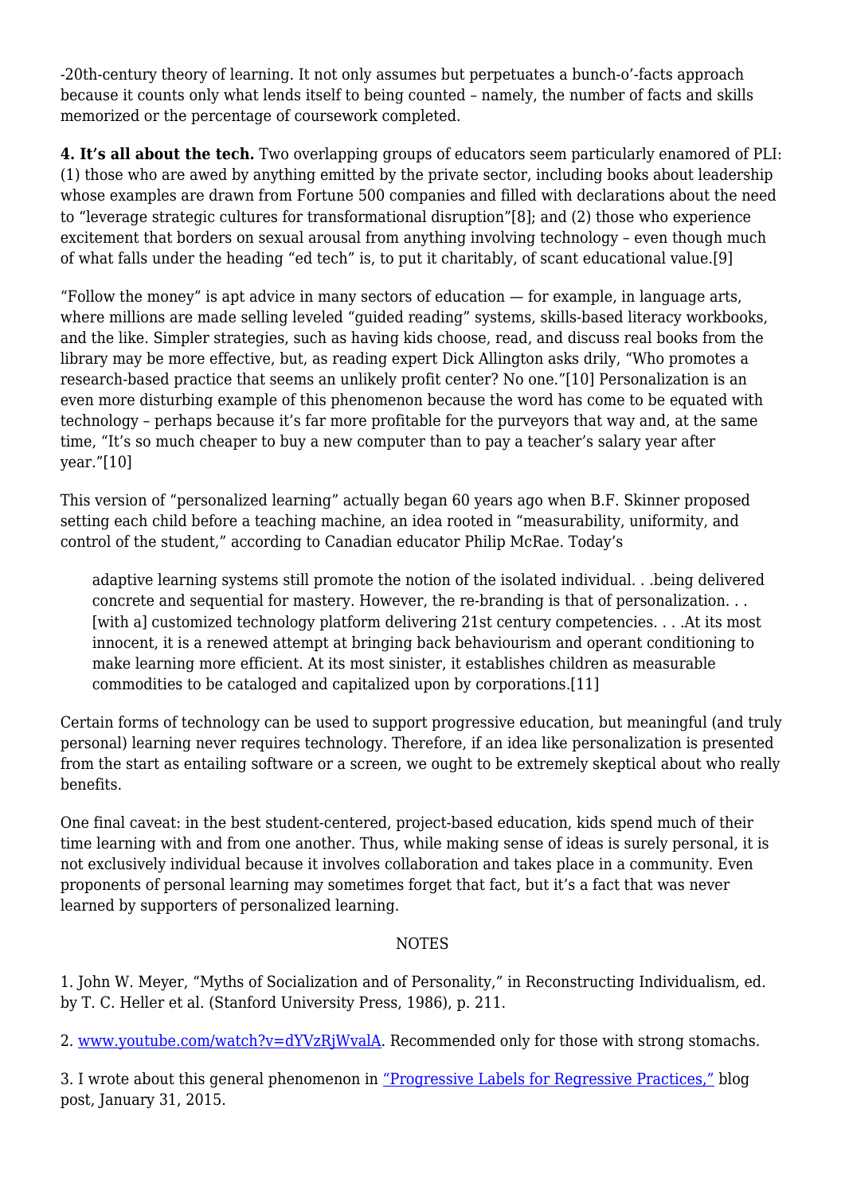-20th-century theory of learning. It not only assumes but perpetuates a bunch-o'-facts approach because it counts only what lends itself to being counted – namely, the number of facts and skills memorized or the percentage of coursework completed.

**4. It's all about the tech.** Two overlapping groups of educators seem particularly enamored of PLI: (1) those who are awed by anything emitted by the private sector, including books about leadership whose examples are drawn from Fortune 500 companies and filled with declarations about the need to "leverage strategic cultures for transformational disruption"[8]; and (2) those who experience excitement that borders on sexual arousal from anything involving technology – even though much of what falls under the heading "ed tech" is, to put it charitably, of scant educational value.[9]

"Follow the money" is apt advice in many sectors of education — for example, in language arts, where millions are made selling leveled "guided reading" systems, skills-based literacy workbooks, and the like. Simpler strategies, such as having kids choose, read, and discuss real books from the library may be more effective, but, as reading expert Dick Allington asks drily, "Who promotes a research-based practice that seems an unlikely profit center? No one."[10] Personalization is an even more disturbing example of this phenomenon because the word has come to be equated with technology – perhaps because it's far more profitable for the purveyors that way and, at the same time, "It's so much cheaper to buy a new computer than to pay a teacher's salary year after year."[10]

This version of "personalized learning" actually began 60 years ago when B.F. Skinner proposed setting each child before a teaching machine, an idea rooted in "measurability, uniformity, and control of the student," according to Canadian educator Philip McRae. Today's

> adaptive learning systems still promote the notion of the isolated individual. . .being delivered concrete and sequential for mastery. However, the re-branding is that of personalization. . . [with a] customized technology platform delivering 21st century competencies. . . .At its most innocent, it is a renewed attempt at bringing back behaviourism and operant conditioning to make learning more efficient. At its most sinister, it establishes children as measurable commodities to be cataloged and capitalized upon by corporations.[11]

Certain forms of technology can be used to support progressive education, but meaningful (and truly personal) learning never requires technology. Therefore, if an idea like personalization is presented from the start as entailing software or a screen, we ought to be extremely skeptical about who really benefits.

One final caveat: in the best student-centered, project-based education, kids spend much of their time learning with and from one another. Thus, while making sense of ideas is surely personal, it is not exclusively individual because it involves collaboration and takes place in a community. Even proponents of personal learning may sometimes forget that fact, but it's a fact that was never learned by supporters of personalized learning.

NOTES

1. John W. Meyer, "Myths of Socialization and of Personality," in Reconstructing Individualism, ed. by T. C. Heller et al. (Stanford University Press, 1986), p. 211.

2. [www.youtube.com/watch?v=dYVzRjWvalA](www.youtube.com/watch?v=dYVzRjWvalA). Recommended only for those with strong stomachs.

3. I wrote about this general phenomenon in "Progressive Labels for Regressive Practices," blog post, January 31, 2015.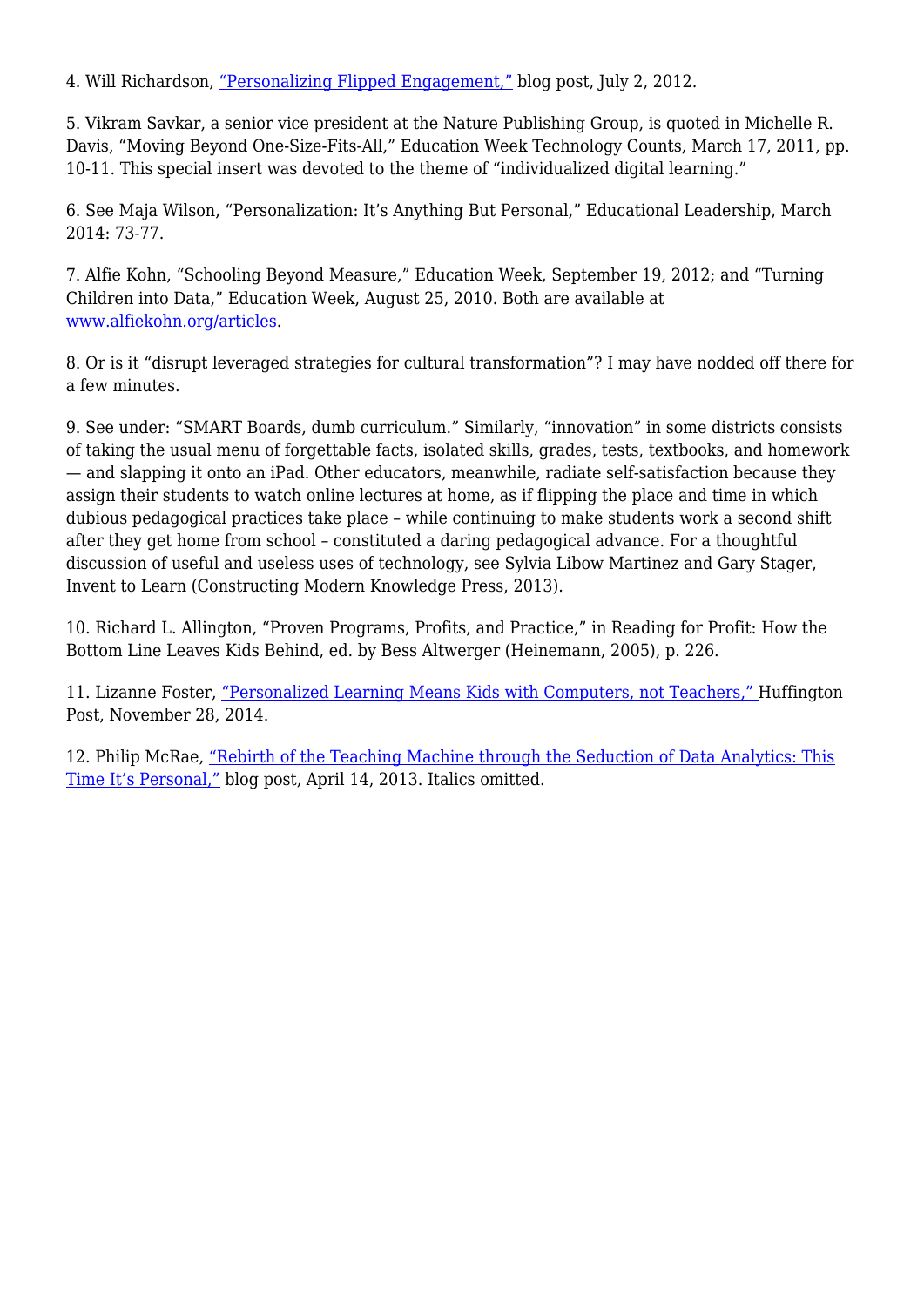4. Will Richardson, "Personalizing Flipped Engagement," blog post, July 2, 2012.

5. Vikram Savkar, a senior vice president at the Nature Publishing Group, is quoted in Michelle R. Davis, "Moving Beyond One-Size-Fits-All," Education Week Technology Counts, March 17, 2011, pp. 10-11. This special insert was devoted to the theme of "individualized digital learning."

6. See Maja Wilson, "Personalization: It's Anything But Personal," Educational Leadership, March 2014: 73-77.

7. Alfie Kohn, "Schooling Beyond Measure," Education Week, September 19, 2012; and "Turning Children into Data," Education Week, August 25, 2010. Both are available at www.alfiekohn.org/articles.

8. Or is it "disrupt leveraged strategies for cultural transformation"? I may have nodded off there for a few minutes.

9. See under: "SMART Boards, dumb curriculum." Similarly, "innovation" in some districts consists of taking the usual menu of forgettable facts, isolated skills, grades, tests, textbooks, and homework — and slapping it onto an iPad. Other educators, meanwhile, radiate self-satisfaction because they assign their students to watch online lectures at home, as if flipping the place and time in which dubious pedagogical practices take place – while continuing to make students work a second shift after they get home from school – constituted a daring pedagogical advance. For a thoughtful discussion of useful and useless uses of technology, see Sylvia Libow Martinez and Gary Stager, Invent to Learn (Constructing Modern Knowledge Press, 2013).

10. Richard L. Allington, "Proven Programs, Profits, and Practice," in Reading for Profit: How the Bottom Line Leaves Kids Behind, ed. by Bess Altwerger (Heinemann, 2005), p. 226.

11. Lizanne Foster, "Personalized Learning Means Kids with Computers, not Teachers," Huffington Post, November 28, 2014.

12. Philip McRae, "Rebirth of the Teaching Machine through the Seduction of Data Analytics: This Time It's Personal," blog post, April 14, 2013. Italics omitted.